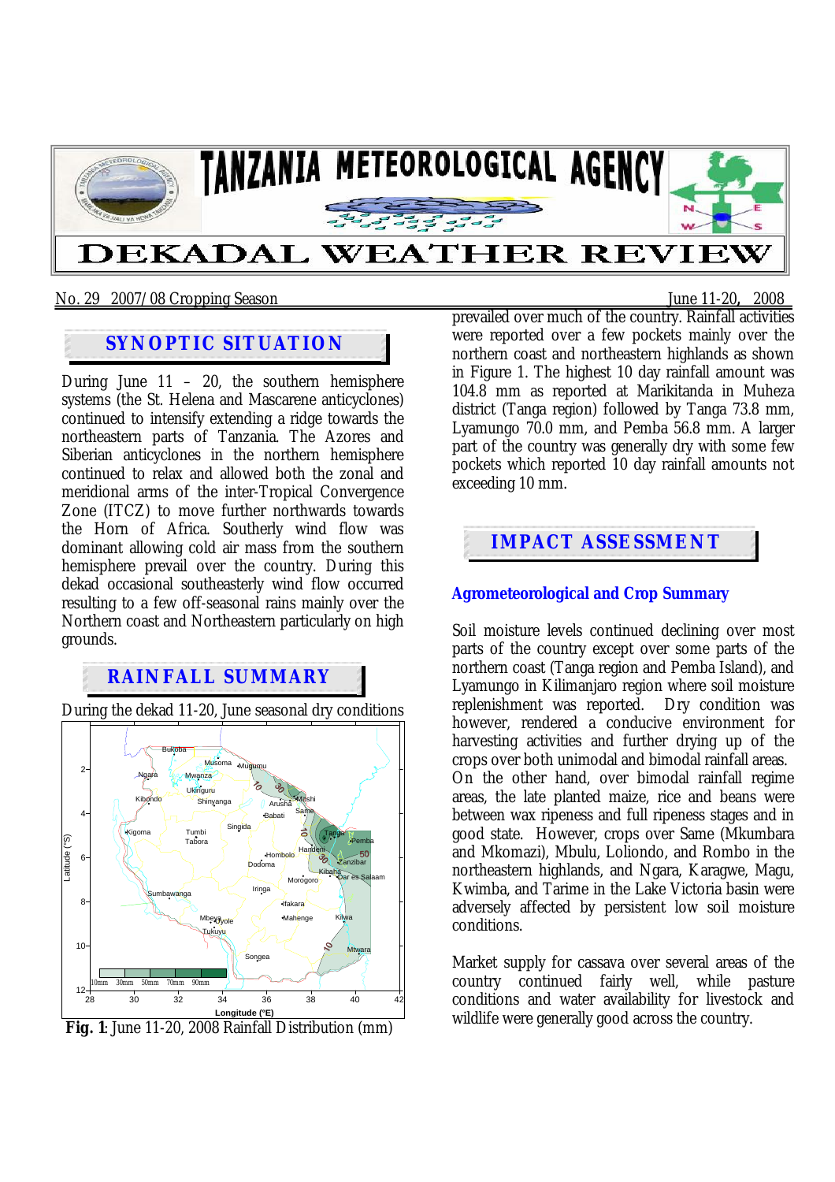# TANZANIA METEOROLOGICAL AGENCY

# DEKADAL WEATHER REVIEW

No. 29 2007/08 Cropping Season June 11-20, 2008

## SYNOPTIC SITUATION

During June 11 – 20, the southern hemisphere systems (the St. Helena and Mascarene anticyclones) continued to intensify extending a ridge towards the northeastern parts of Tanzania. The Azores and Siberian anticyclones in the northern hemisphere continued to relax and allowed both the zonal and meridional arms of the inter-Tropical Convergence Zone (ITCZ) to move further northwards towards the Horn of Africa. Southerly wind flow was dominant allowing cold air mass from the southern hemisphere prevail over the country. During this dekad occasional southeasterly wind flow occurred resulting to a few off-seasonal rains mainly over the Northern coast and Northeastern particularly on high grounds.

## RAINFALL SUMMARY

During the dekad 11-20, June seasonal dry conditions prevailed over much of the country. Rainfall activities were reported over a few pockets mainly over the northern coast and northeastern highlands as shown in Figure 1. The highest 10 day rainfall amount was 104.8 mm as reported at Marikitanda in Muheza district (Tanga region) followed by Tanga 73.8 mm, Lyamungo 70.0 mm, and Pemba 56.8 mm. A larger part of the country was generally dry with some few pockets which reported 10 day rainfall amounts not exceeding 10 mm.

**Fig. 1**: June 11-20, 2008 Rainfall Distribution (mm)

## IMPACT ASSESSMENT

### Agrometeorological and Crop Summary

Soil moisture levels continued declining over most parts of the country except over some parts of the northern coast (Tanga region and Pemba Island), and Lyamungo in Kilimanjaro region where soil moisture replenishment was reported. Dry condition was however, rendered a conducive environment for harvesting activities and further drying up of the crops over both unimodal and bimodal rainfall areas. On the other hand, over bimodal rainfall regime areas, the late planted maize, rice and beans were between wax ripeness and full ripeness stages and in good state. However, crops over Same (Mkumbara and Mkomazi), Mbulu, Loliondo, and Rombo in the northeastern highlands, and Ngara, Karagwe, Magu, Kwimba, and Tarime in the Lake Victoria basin were adversely affected by persistent low soil moisture conditions.

Market supply for cassava over several areas of the country continued fairly well, while pasture conditions and water availability for livestock and wildlife were generally good across the country.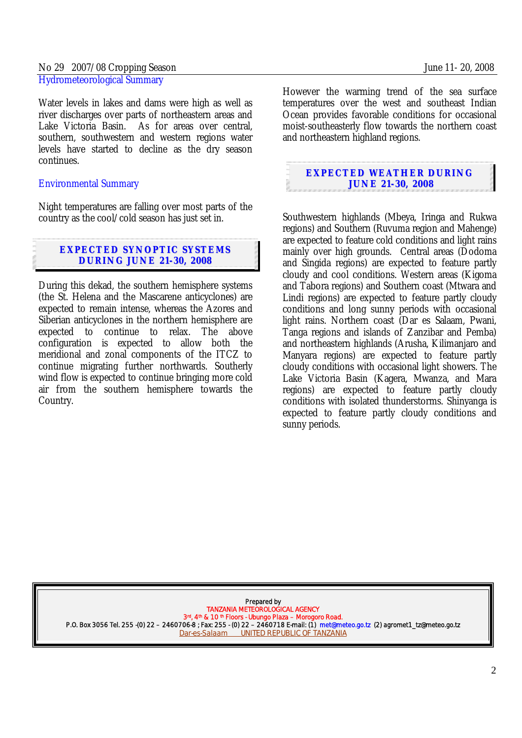## Hydrometeorological Summary

Water levels in lakes and dams were high as well as river discharges over parts of northeastern areas and Lake Victoria Basin. As for areas over central, southern, southwestern and western regions water levels have started to decline as the dry season continues.

## Environmental Summary

Night temperatures are falling over most parts of the country as the cool/cold season has just set in.

## EXPECTED SYNOPTIC SYSTEMS DURING JUNE 21-30, 2008

During this dekad, the southern hemisphere systems (the St. Helena and the Mascarene anticyclones) are expected to remain intense, whereas the Azores and Siberian anticyclones in the northern hemisphere are expected to continue to relax. The above configuration is expected to allow both the meridional and zonal components of the ITCZ to continue migrating further northwards. Southerly wind flow is expected to continue bringing more cold air from the southern hemisphere towards the Country.

However the warming trend of the sea surface temperatures over the west and southeast Indian Ocean provides favorable conditions for occasional moist-southeasterly flow towards the northern coast and northeastern highland regions.

## EXPECTED WEATHER DURING JUNE 21-30, 2008

Southwestern highlands (Mbeya, Iringa and Rukwa regions) and Southern (Ruvuma region and Mahenge) are expected to feature cold conditions and light rains mainly over high grounds. Central areas (Dodoma and Singida regions) are expected to feature partly cloudy and cool conditions. Western areas (Kigoma and Tabora regions) and Southern coast (Mtwara and Lindi regions) are expected to feature partly cloudy conditions and long sunny periods with occasional light rains. Northern coast (Dar es Salaam, Pwani, Tanga regions and islands of Zanzibar and Pemba) and northeastern highlands (Arusha, Kilimanjaro and Manyara regions) are expected to feature partly cloudy conditions with occasional light showers. The Lake Victoria Basin (Kagera, Mwanza, and Mara regions) are expected to feature partly cloudy conditions with isolated thunderstorms. Shinyanga is expected to feature partly cloudy conditions and sunny periods.

Prepared by
TANZANIA METEOROLOGICAL AGENCY
3rd, 4th & 10 th Floors - Ubungo Plaza – Morogoro Road.
P.O. Box 3056 Tel. 255 -(0) 22 – 2460706-8 ; Fax: 255 - (0) 22 – 2460718 E-mail: (1) met@meteo.go.tz (2) agromet1_tz@meteo.go.tz
Dar-es-Salaam UNITED REPUBLIC OF TANZANIA